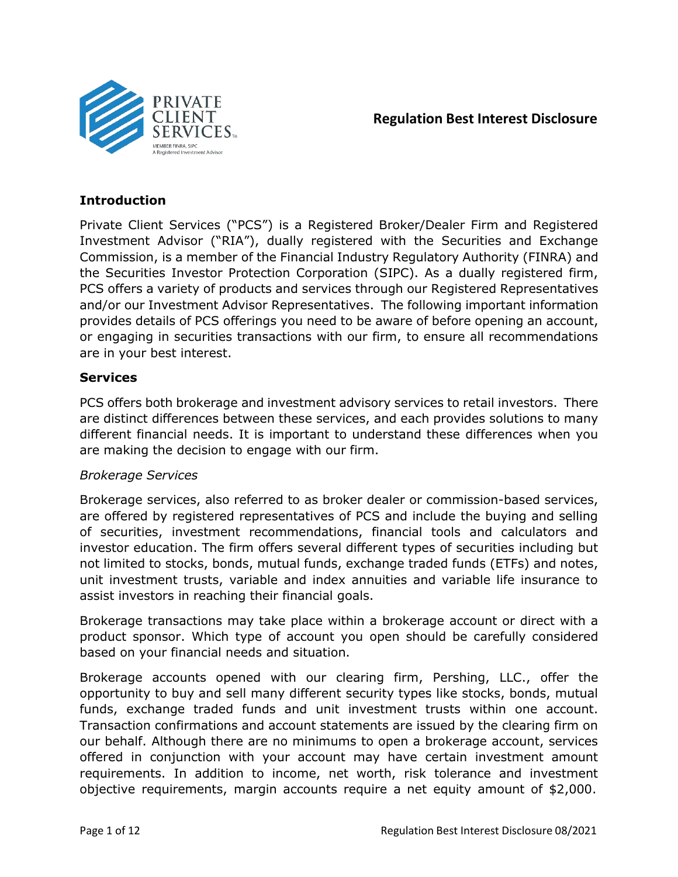# Regulation Best Interest Disclosure

## Introduction

Private Client Services ("PCS") is a Registered Broker/Dealer Firm and Registered Investment Advisor ("RIA"), dually registered with the Securities and Exchange Commission, is a member of the Financial Industry Regulatory Authority (FINRA) and the Securities Investor Protection Corporation (SIPC). As a dually registered firm, PCS offers a variety of products and services through our Registered Representatives and/or our Investment Advisor Representatives. The following important information provides details of PCS offerings you need to be aware of before opening an account, or engaging in securities transactions with our firm, to ensure all recommendations are in your best interest.

## Services

PCS offers both brokerage and investment advisory services to retail investors. There are distinct differences between these services, and each provides solutions to many different financial needs. It is important to understand these differences when you are making the decision to engage with our firm.

*Brokerage Services*

Brokerage services, also referred to as broker dealer or commission-based services, are offered by registered representatives of PCS and include the buying and selling of securities, investment recommendations, financial tools and calculators and investor education. The firm offers several different types of securities including but not limited to stocks, bonds, mutual funds, exchange traded funds (ETFs) and notes, unit investment trusts, variable and index annuities and variable life insurance to assist investors in reaching their financial goals.

Brokerage transactions may take place within a brokerage account or direct with a product sponsor. Which type of account you open should be carefully considered based on your financial needs and situation.

Brokerage accounts opened with our clearing firm, Pershing, LLC., offer the opportunity to buy and sell many different security types like stocks, bonds, mutual funds, exchange traded funds and unit investment trusts within one account. Transaction confirmations and account statements are issued by the clearing firm on our behalf. Although there are no minimums to open a brokerage account, services offered in conjunction with your account may have certain investment amount requirements. In addition to income, net worth, risk tolerance and investment objective requirements, margin accounts require a net equity amount of $2,000.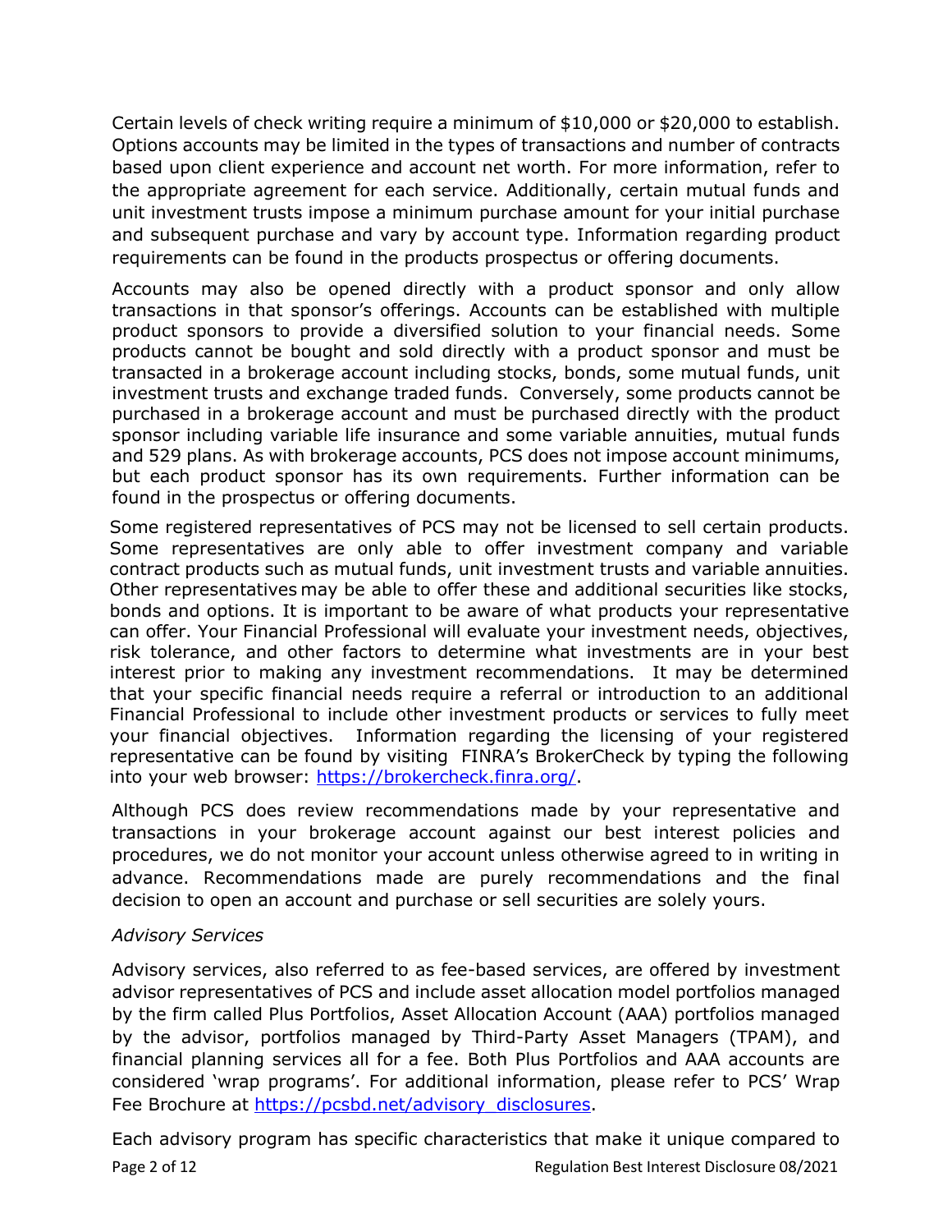Certain levels of check writing require a minimum of $10,000 or $20,000 to establish. Options accounts may be limited in the types of transactions and number of contracts based upon client experience and account net worth. For more information, refer to the appropriate agreement for each service. Additionally, certain mutual funds and unit investment trusts impose a minimum purchase amount for your initial purchase and subsequent purchase and vary by account type. Information regarding product requirements can be found in the products prospectus or offering documents.

Accounts may also be opened directly with a product sponsor and only allow transactions in that sponsor's offerings. Accounts can be established with multiple product sponsors to provide a diversified solution to your financial needs. Some products cannot be bought and sold directly with a product sponsor and must be transacted in a brokerage account including stocks, bonds, some mutual funds, unit investment trusts and exchange traded funds. Conversely, some products cannot be purchased in a brokerage account and must be purchased directly with the product sponsor including variable life insurance and some variable annuities, mutual funds and 529 plans. As with brokerage accounts, PCS does not impose account minimums, but each product sponsor has its own requirements. Further information can be found in the prospectus or offering documents.

Some registered representatives of PCS may not be licensed to sell certain products. Some representatives are only able to offer investment company and variable contract products such as mutual funds, unit investment trusts and variable annuities. Other representatives may be able to offer these and additional securities like stocks, bonds and options. It is important to be aware of what products your representative can offer. Your Financial Professional will evaluate your investment needs, objectives, risk tolerance, and other factors to determine what investments are in your best interest prior to making any investment recommendations. It may be determined that your specific financial needs require a referral or introduction to an additional Financial Professional to include other investment products or services to fully meet your financial objectives. Information regarding the licensing of your registered representative can be found by visiting FINRA's BrokerCheck by typing the following into your web browser: [https://brokercheck.finra.org/](https://brokercheck.finra.org/).

Although PCS does review recommendations made by your representative and transactions in your brokerage account against our best interest policies and procedures, we do not monitor your account unless otherwise agreed to in writing in advance. Recommendations made are purely recommendations and the final decision to open an account and purchase or sell securities are solely yours.

*Advisory Services*

Advisory services, also referred to as fee-based services, are offered by investment advisor representatives of PCS and include asset allocation model portfolios managed by the firm called Plus Portfolios, Asset Allocation Account (AAA) portfolios managed by the advisor, portfolios managed by Third-Party Asset Managers (TPAM), and financial planning services all for a fee. Both Plus Portfolios and AAA accounts are considered 'wrap programs'. For additional information, please refer to PCS' Wrap Fee Brochure at [https://pcsbd.net/advisory_disclosures](https://pcsbd.net/advisory_disclosures).

Each advisory program has specific characteristics that make it unique compared to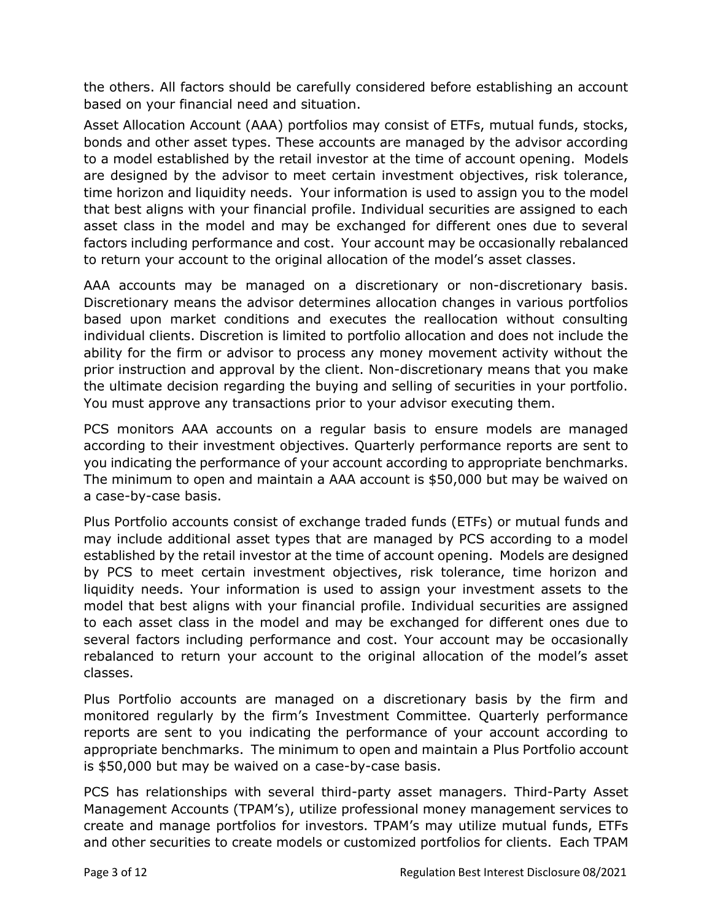the others. All factors should be carefully considered before establishing an account based on your financial need and situation.

Asset Allocation Account (AAA) portfolios may consist of ETFs, mutual funds, stocks, bonds and other asset types. These accounts are managed by the advisor according to a model established by the retail investor at the time of account opening. Models are designed by the advisor to meet certain investment objectives, risk tolerance, time horizon and liquidity needs. Your information is used to assign you to the model that best aligns with your financial profile. Individual securities are assigned to each asset class in the model and may be exchanged for different ones due to several factors including performance and cost. Your account may be occasionally rebalanced to return your account to the original allocation of the model's asset classes.

AAA accounts may be managed on a discretionary or non-discretionary basis. Discretionary means the advisor determines allocation changes in various portfolios based upon market conditions and executes the reallocation without consulting individual clients. Discretion is limited to portfolio allocation and does not include the ability for the firm or advisor to process any money movement activity without the prior instruction and approval by the client. Non-discretionary means that you make the ultimate decision regarding the buying and selling of securities in your portfolio. You must approve any transactions prior to your advisor executing them.

PCS monitors AAA accounts on a regular basis to ensure models are managed according to their investment objectives. Quarterly performance reports are sent to you indicating the performance of your account according to appropriate benchmarks. The minimum to open and maintain a AAA account is $50,000 but may be waived on a case-by-case basis.

Plus Portfolio accounts consist of exchange traded funds (ETFs) or mutual funds and may include additional asset types that are managed by PCS according to a model established by the retail investor at the time of account opening. Models are designed by PCS to meet certain investment objectives, risk tolerance, time horizon and liquidity needs. Your information is used to assign your investment assets to the model that best aligns with your financial profile. Individual securities are assigned to each asset class in the model and may be exchanged for different ones due to several factors including performance and cost. Your account may be occasionally rebalanced to return your account to the original allocation of the model's asset classes.

Plus Portfolio accounts are managed on a discretionary basis by the firm and monitored regularly by the firm's Investment Committee. Quarterly performance reports are sent to you indicating the performance of your account according to appropriate benchmarks. The minimum to open and maintain a Plus Portfolio account is $50,000 but may be waived on a case-by-case basis.

PCS has relationships with several third-party asset managers. Third-Party Asset Management Accounts (TPAM's), utilize professional money management services to create and manage portfolios for investors. TPAM's may utilize mutual funds, ETFs and other securities to create models or customized portfolios for clients. Each TPAM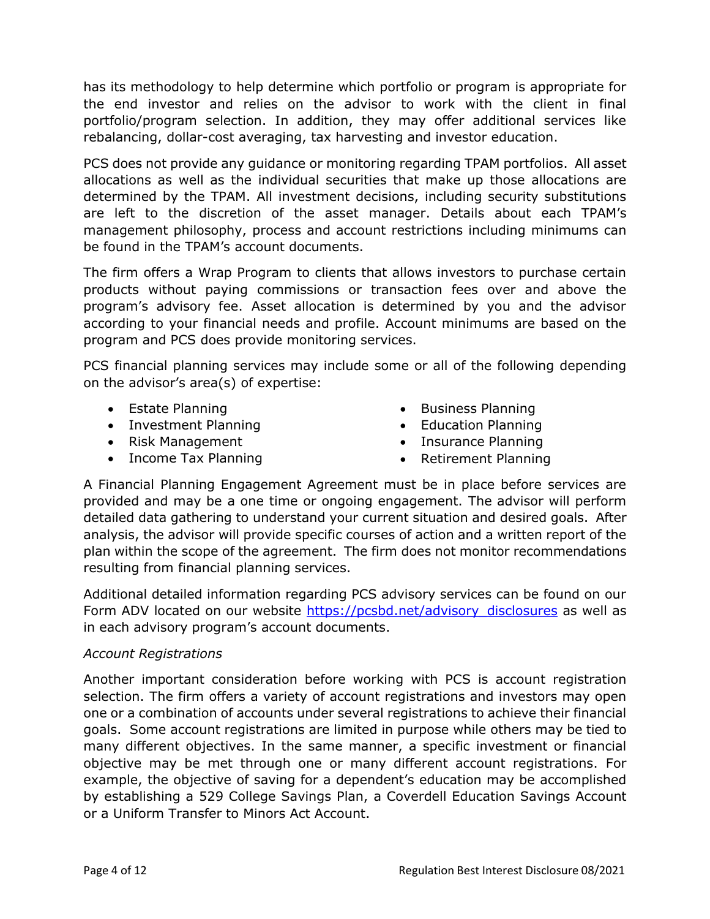has its methodology to help determine which portfolio or program is appropriate for the end investor and relies on the advisor to work with the client in final portfolio/program selection. In addition, they may offer additional services like rebalancing, dollar-cost averaging, tax harvesting and investor education.

PCS does not provide any guidance or monitoring regarding TPAM portfolios. All asset allocations as well as the individual securities that make up those allocations are determined by the TPAM. All investment decisions, including security substitutions are left to the discretion of the asset manager. Details about each TPAM's management philosophy, process and account restrictions including minimums can be found in the TPAM's account documents.

The firm offers a Wrap Program to clients that allows investors to purchase certain products without paying commissions or transaction fees over and above the program's advisory fee. Asset allocation is determined by you and the advisor according to your financial needs and profile. Account minimums are based on the program and PCS does provide monitoring services.

PCS financial planning services may include some or all of the following depending on the advisor's area(s) of expertise:

- Estate Planning
- Investment Planning
- Risk Management
- Income Tax Planning
- Business Planning
- Education Planning
- Insurance Planning
- Retirement Planning

A Financial Planning Engagement Agreement must be in place before services are provided and may be a one time or ongoing engagement. The advisor will perform detailed data gathering to understand your current situation and desired goals. After analysis, the advisor will provide specific courses of action and a written report of the plan within the scope of the agreement. The firm does not monitor recommendations resulting from financial planning services.

Additional detailed information regarding PCS advisory services can be found on our Form ADV located on our website https://pcsbd.net/advisory_disclosures as well as in each advisory program's account documents.

*Account Registrations*

Another important consideration before working with PCS is account registration selection. The firm offers a variety of account registrations and investors may open one or a combination of accounts under several registrations to achieve their financial goals. Some account registrations are limited in purpose while others may be tied to many different objectives. In the same manner, a specific investment or financial objective may be met through one or many different account registrations. For example, the objective of saving for a dependent's education may be accomplished by establishing a 529 College Savings Plan, a Coverdell Education Savings Account or a Uniform Transfer to Minors Act Account.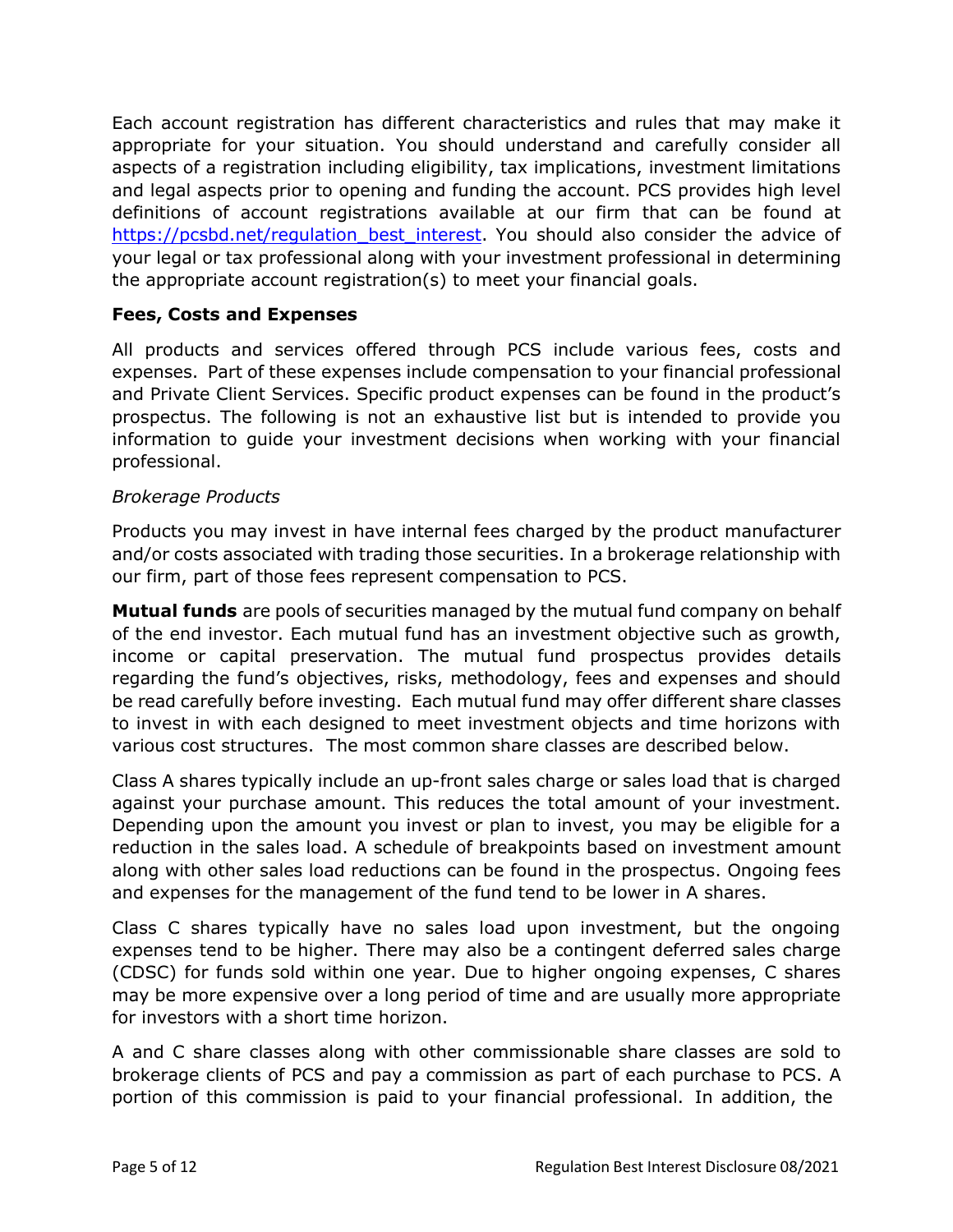Each account registration has different characteristics and rules that may make it appropriate for your situation. You should understand and carefully consider all aspects of a registration including eligibility, tax implications, investment limitations and legal aspects prior to opening and funding the account. PCS provides high level definitions of account registrations available at our firm that can be found at [https://pcsbd.net/regulation_best_interest](https://pcsbd.net/regulation_best_interest). You should also consider the advice of your legal or tax professional along with your investment professional in determining the appropriate account registration(s) to meet your financial goals.

### Fees, Costs and Expenses

All products and services offered through PCS include various fees, costs and expenses. Part of these expenses include compensation to your financial professional and Private Client Services. Specific product expenses can be found in the product's prospectus. The following is not an exhaustive list but is intended to provide you information to guide your investment decisions when working with your financial professional.

*Brokerage Products*

Products you may invest in have internal fees charged by the product manufacturer and/or costs associated with trading those securities. In a brokerage relationship with our firm, part of those fees represent compensation to PCS.

**Mutual funds** are pools of securities managed by the mutual fund company on behalf of the end investor. Each mutual fund has an investment objective such as growth, income or capital preservation. The mutual fund prospectus provides details regarding the fund's objectives, risks, methodology, fees and expenses and should be read carefully before investing. Each mutual fund may offer different share classes to invest in with each designed to meet investment objects and time horizons with various cost structures. The most common share classes are described below.

Class A shares typically include an up-front sales charge or sales load that is charged against your purchase amount. This reduces the total amount of your investment. Depending upon the amount you invest or plan to invest, you may be eligible for a reduction in the sales load. A schedule of breakpoints based on investment amount along with other sales load reductions can be found in the prospectus. Ongoing fees and expenses for the management of the fund tend to be lower in A shares.

Class C shares typically have no sales load upon investment, but the ongoing expenses tend to be higher. There may also be a contingent deferred sales charge (CDSC) for funds sold within one year. Due to higher ongoing expenses, C shares may be more expensive over a long period of time and are usually more appropriate for investors with a short time horizon.

A and C share classes along with other commissionable share classes are sold to brokerage clients of PCS and pay a commission as part of each purchase to PCS. A portion of this commission is paid to your financial professional. In addition, the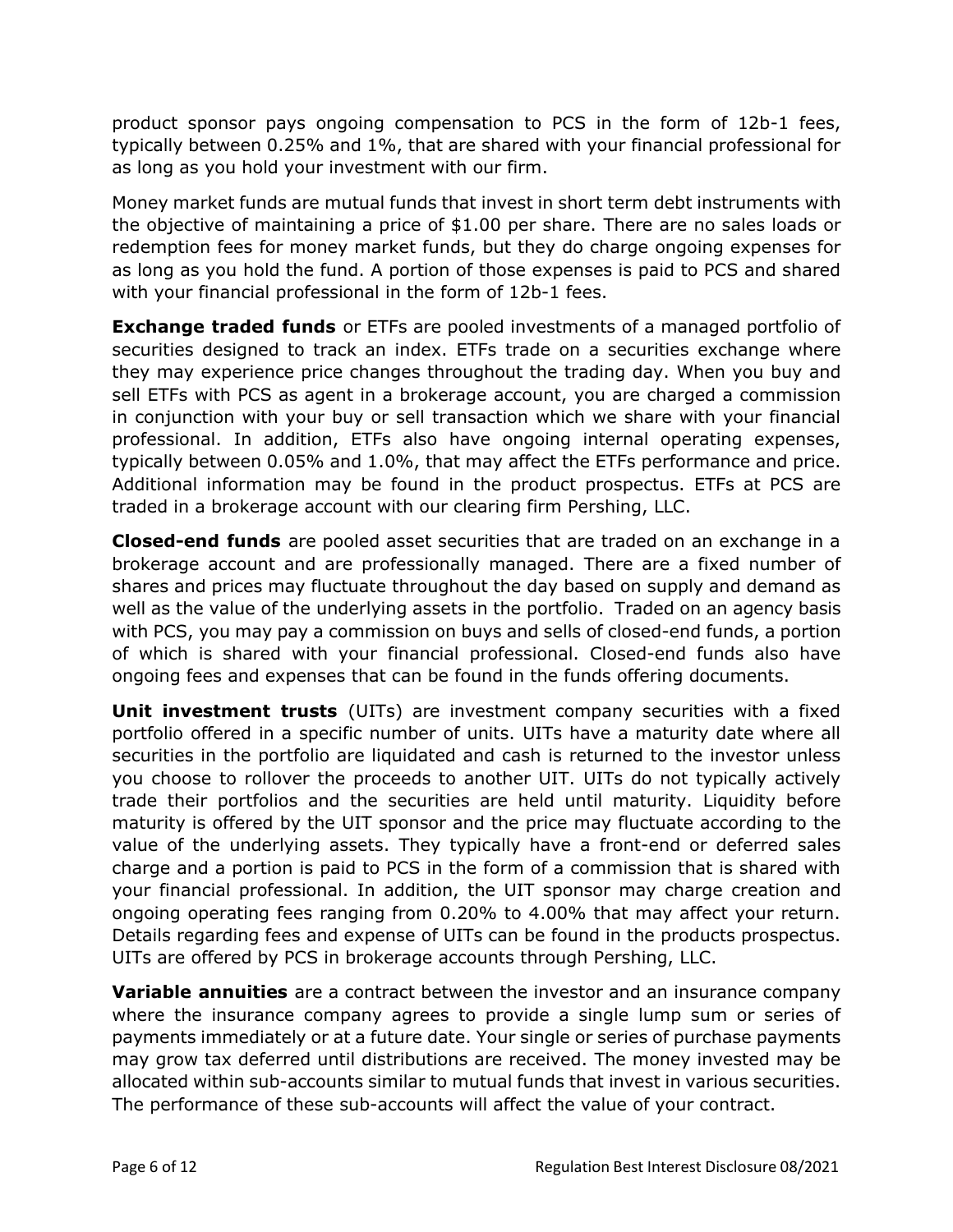product sponsor pays ongoing compensation to PCS in the form of 12b-1 fees, typically between 0.25% and 1%, that are shared with your financial professional for as long as you hold your investment with our firm.

Money market funds are mutual funds that invest in short term debt instruments with the objective of maintaining a price of $1.00 per share. There are no sales loads or redemption fees for money market funds, but they do charge ongoing expenses for as long as you hold the fund. A portion of those expenses is paid to PCS and shared with your financial professional in the form of 12b-1 fees.

**Exchange traded funds** or ETFs are pooled investments of a managed portfolio of securities designed to track an index. ETFs trade on a securities exchange where they may experience price changes throughout the trading day. When you buy and sell ETFs with PCS as agent in a brokerage account, you are charged a commission in conjunction with your buy or sell transaction which we share with your financial professional. In addition, ETFs also have ongoing internal operating expenses, typically between 0.05% and 1.0%, that may affect the ETFs performance and price. Additional information may be found in the product prospectus. ETFs at PCS are traded in a brokerage account with our clearing firm Pershing, LLC.

**Closed-end funds** are pooled asset securities that are traded on an exchange in a brokerage account and are professionally managed. There are a fixed number of shares and prices may fluctuate throughout the day based on supply and demand as well as the value of the underlying assets in the portfolio. Traded on an agency basis with PCS, you may pay a commission on buys and sells of closed-end funds, a portion of which is shared with your financial professional. Closed-end funds also have ongoing fees and expenses that can be found in the funds offering documents.

**Unit investment trusts** (UITs) are investment company securities with a fixed portfolio offered in a specific number of units. UITs have a maturity date where all securities in the portfolio are liquidated and cash is returned to the investor unless you choose to rollover the proceeds to another UIT. UITs do not typically actively trade their portfolios and the securities are held until maturity. Liquidity before maturity is offered by the UIT sponsor and the price may fluctuate according to the value of the underlying assets. They typically have a front-end or deferred sales charge and a portion is paid to PCS in the form of a commission that is shared with your financial professional. In addition, the UIT sponsor may charge creation and ongoing operating fees ranging from 0.20% to 4.00% that may affect your return. Details regarding fees and expense of UITs can be found in the products prospectus. UITs are offered by PCS in brokerage accounts through Pershing, LLC.

**Variable annuities** are a contract between the investor and an insurance company where the insurance company agrees to provide a single lump sum or series of payments immediately or at a future date. Your single or series of purchase payments may grow tax deferred until distributions are received. The money invested may be allocated within sub-accounts similar to mutual funds that invest in various securities. The performance of these sub-accounts will affect the value of your contract.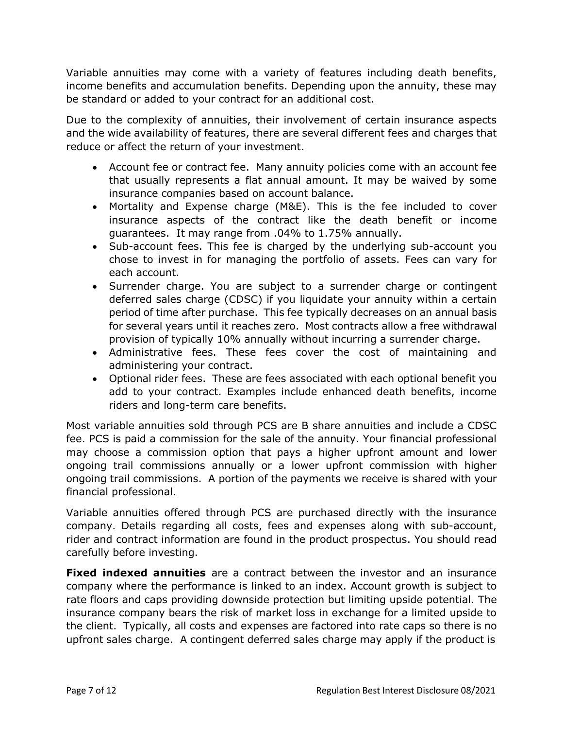Variable annuities may come with a variety of features including death benefits, income benefits and accumulation benefits. Depending upon the annuity, these may be standard or added to your contract for an additional cost.

Due to the complexity of annuities, their involvement of certain insurance aspects and the wide availability of features, there are several different fees and charges that reduce or affect the return of your investment.

- Account fee or contract fee. Many annuity policies come with an account fee that usually represents a flat annual amount. It may be waived by some insurance companies based on account balance.
- Mortality and Expense charge (M&E). This is the fee included to cover insurance aspects of the contract like the death benefit or income guarantees. It may range from .04% to 1.75% annually.
- Sub-account fees. This fee is charged by the underlying sub-account you chose to invest in for managing the portfolio of assets. Fees can vary for each account.
- Surrender charge. You are subject to a surrender charge or contingent deferred sales charge (CDSC) if you liquidate your annuity within a certain period of time after purchase. This fee typically decreases on an annual basis for several years until it reaches zero. Most contracts allow a free withdrawal provision of typically 10% annually without incurring a surrender charge.
- Administrative fees. These fees cover the cost of maintaining and administering your contract.
- Optional rider fees. These are fees associated with each optional benefit you add to your contract. Examples include enhanced death benefits, income riders and long-term care benefits.

Most variable annuities sold through PCS are B share annuities and include a CDSC fee. PCS is paid a commission for the sale of the annuity. Your financial professional may choose a commission option that pays a higher upfront amount and lower ongoing trail commissions annually or a lower upfront commission with higher ongoing trail commissions. A portion of the payments we receive is shared with your financial professional.

Variable annuities offered through PCS are purchased directly with the insurance company. Details regarding all costs, fees and expenses along with sub-account, rider and contract information are found in the product prospectus. You should read carefully before investing.

**Fixed indexed annuities** are a contract between the investor and an insurance company where the performance is linked to an index. Account growth is subject to rate floors and caps providing downside protection but limiting upside potential. The insurance company bears the risk of market loss in exchange for a limited upside to the client. Typically, all costs and expenses are factored into rate caps so there is no upfront sales charge. A contingent deferred sales charge may apply if the product is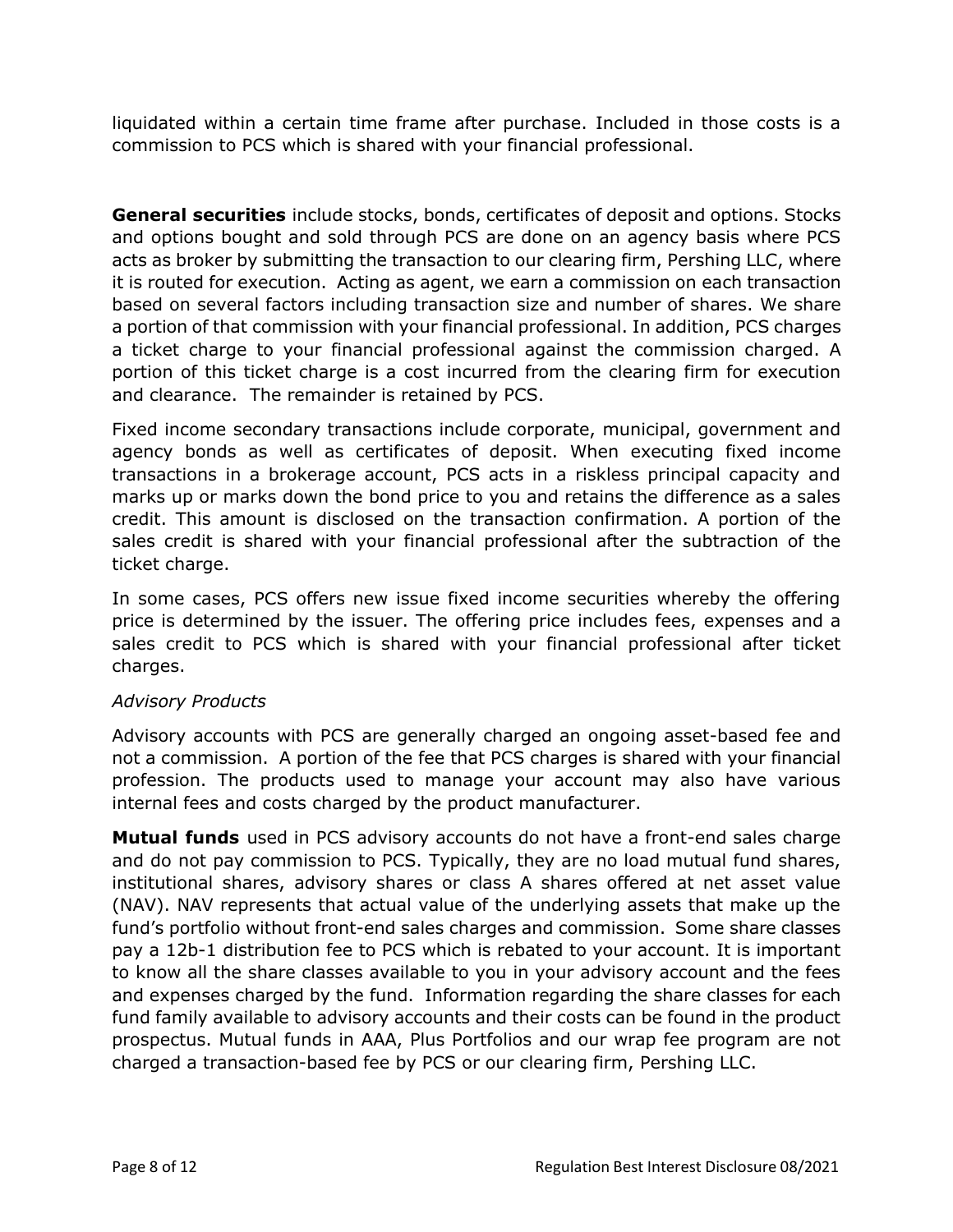liquidated within a certain time frame after purchase. Included in those costs is a commission to PCS which is shared with your financial professional.

**General securities** include stocks, bonds, certificates of deposit and options. Stocks and options bought and sold through PCS are done on an agency basis where PCS acts as broker by submitting the transaction to our clearing firm, Pershing LLC, where it is routed for execution. Acting as agent, we earn a commission on each transaction based on several factors including transaction size and number of shares. We share a portion of that commission with your financial professional. In addition, PCS charges a ticket charge to your financial professional against the commission charged. A portion of this ticket charge is a cost incurred from the clearing firm for execution and clearance. The remainder is retained by PCS.

Fixed income secondary transactions include corporate, municipal, government and agency bonds as well as certificates of deposit. When executing fixed income transactions in a brokerage account, PCS acts in a riskless principal capacity and marks up or marks down the bond price to you and retains the difference as a sales credit. This amount is disclosed on the transaction confirmation. A portion of the sales credit is shared with your financial professional after the subtraction of the ticket charge.

In some cases, PCS offers new issue fixed income securities whereby the offering price is determined by the issuer. The offering price includes fees, expenses and a sales credit to PCS which is shared with your financial professional after ticket charges.

*Advisory Products*

Advisory accounts with PCS are generally charged an ongoing asset-based fee and not a commission. A portion of the fee that PCS charges is shared with your financial profession. The products used to manage your account may also have various internal fees and costs charged by the product manufacturer.

**Mutual funds** used in PCS advisory accounts do not have a front-end sales charge and do not pay commission to PCS. Typically, they are no load mutual fund shares, institutional shares, advisory shares or class A shares offered at net asset value (NAV). NAV represents that actual value of the underlying assets that make up the fund's portfolio without front-end sales charges and commission. Some share classes pay a 12b-1 distribution fee to PCS which is rebated to your account. It is important to know all the share classes available to you in your advisory account and the fees and expenses charged by the fund. Information regarding the share classes for each fund family available to advisory accounts and their costs can be found in the product prospectus. Mutual funds in AAA, Plus Portfolios and our wrap fee program are not charged a transaction-based fee by PCS or our clearing firm, Pershing LLC.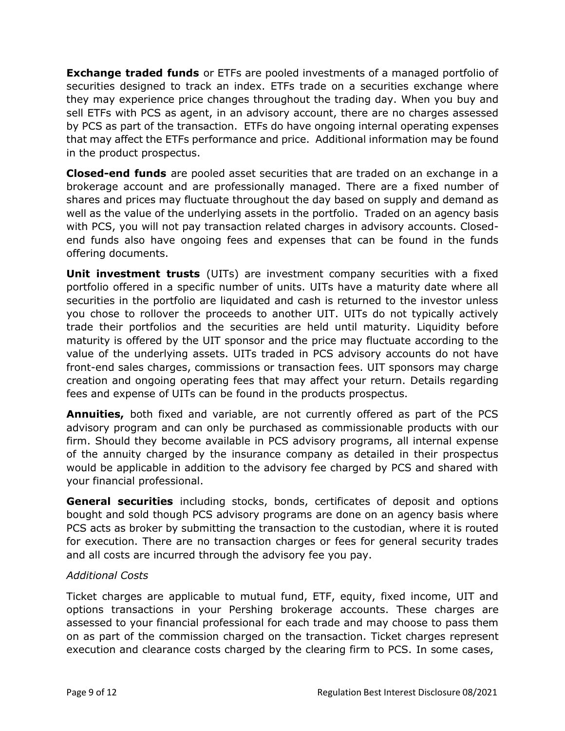**Exchange traded funds** or ETFs are pooled investments of a managed portfolio of securities designed to track an index. ETFs trade on a securities exchange where they may experience price changes throughout the trading day. When you buy and sell ETFs with PCS as agent, in an advisory account, there are no charges assessed by PCS as part of the transaction. ETFs do have ongoing internal operating expenses that may affect the ETFs performance and price. Additional information may be found in the product prospectus.

**Closed-end funds** are pooled asset securities that are traded on an exchange in a brokerage account and are professionally managed. There are a fixed number of shares and prices may fluctuate throughout the day based on supply and demand as well as the value of the underlying assets in the portfolio. Traded on an agency basis with PCS, you will not pay transaction related charges in advisory accounts. Closed-end funds also have ongoing fees and expenses that can be found in the funds offering documents.

**Unit investment trusts** (UITs) are investment company securities with a fixed portfolio offered in a specific number of units. UITs have a maturity date where all securities in the portfolio are liquidated and cash is returned to the investor unless you chose to rollover the proceeds to another UIT. UITs do not typically actively trade their portfolios and the securities are held until maturity. Liquidity before maturity is offered by the UIT sponsor and the price may fluctuate according to the value of the underlying assets. UITs traded in PCS advisory accounts do not have front-end sales charges, commissions or transaction fees. UIT sponsors may charge creation and ongoing operating fees that may affect your return. Details regarding fees and expense of UITs can be found in the products prospectus.

**Annuities,** both fixed and variable, are not currently offered as part of the PCS advisory program and can only be purchased as commissionable products with our firm. Should they become available in PCS advisory programs, all internal expense of the annuity charged by the insurance company as detailed in their prospectus would be applicable in addition to the advisory fee charged by PCS and shared with your financial professional.

**General securities** including stocks, bonds, certificates of deposit and options bought and sold though PCS advisory programs are done on an agency basis where PCS acts as broker by submitting the transaction to the custodian, where it is routed for execution. There are no transaction charges or fees for general security trades and all costs are incurred through the advisory fee you pay.

*Additional Costs*

Ticket charges are applicable to mutual fund, ETF, equity, fixed income, UIT and options transactions in your Pershing brokerage accounts. These charges are assessed to your financial professional for each trade and may choose to pass them on as part of the commission charged on the transaction. Ticket charges represent execution and clearance costs charged by the clearing firm to PCS. In some cases,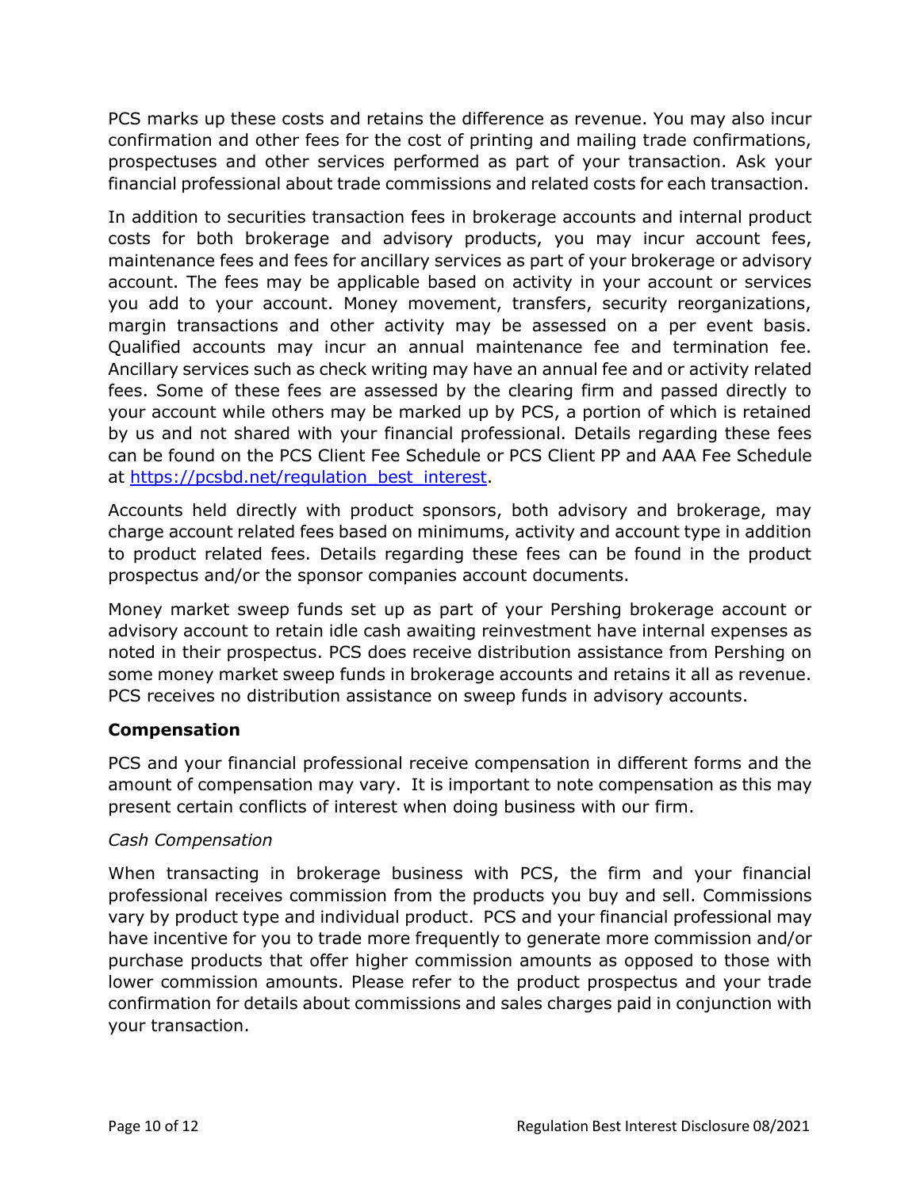PCS marks up these costs and retains the difference as revenue. You may also incur confirmation and other fees for the cost of printing and mailing trade confirmations, prospectuses and other services performed as part of your transaction. Ask your financial professional about trade commissions and related costs for each transaction.

In addition to securities transaction fees in brokerage accounts and internal product costs for both brokerage and advisory products, you may incur account fees, maintenance fees and fees for ancillary services as part of your brokerage or advisory account. The fees may be applicable based on activity in your account or services you add to your account. Money movement, transfers, security reorganizations, margin transactions and other activity may be assessed on a per event basis. Qualified accounts may incur an annual maintenance fee and termination fee. Ancillary services such as check writing may have an annual fee and or activity related fees. Some of these fees are assessed by the clearing firm and passed directly to your account while others may be marked up by PCS, a portion of which is retained by us and not shared with your financial professional. Details regarding these fees can be found on the PCS Client Fee Schedule or PCS Client PP and AAA Fee Schedule at [https://pcsbd.net/regulation_best_interest](https://pcsbd.net/regulation_best_interest).

Accounts held directly with product sponsors, both advisory and brokerage, may charge account related fees based on minimums, activity and account type in addition to product related fees. Details regarding these fees can be found in the product prospectus and/or the sponsor companies account documents.

Money market sweep funds set up as part of your Pershing brokerage account or advisory account to retain idle cash awaiting reinvestment have internal expenses as noted in their prospectus. PCS does receive distribution assistance from Pershing on some money market sweep funds in brokerage accounts and retains it all as revenue. PCS receives no distribution assistance on sweep funds in advisory accounts.

### Compensation

PCS and your financial professional receive compensation in different forms and the amount of compensation may vary. It is important to note compensation as this may present certain conflicts of interest when doing business with our firm.

*Cash Compensation*

When transacting in brokerage business with PCS, the firm and your financial professional receives commission from the products you buy and sell. Commissions vary by product type and individual product. PCS and your financial professional may have incentive for you to trade more frequently to generate more commission and/or purchase products that offer higher commission amounts as opposed to those with lower commission amounts. Please refer to the product prospectus and your trade confirmation for details about commissions and sales charges paid in conjunction with your transaction.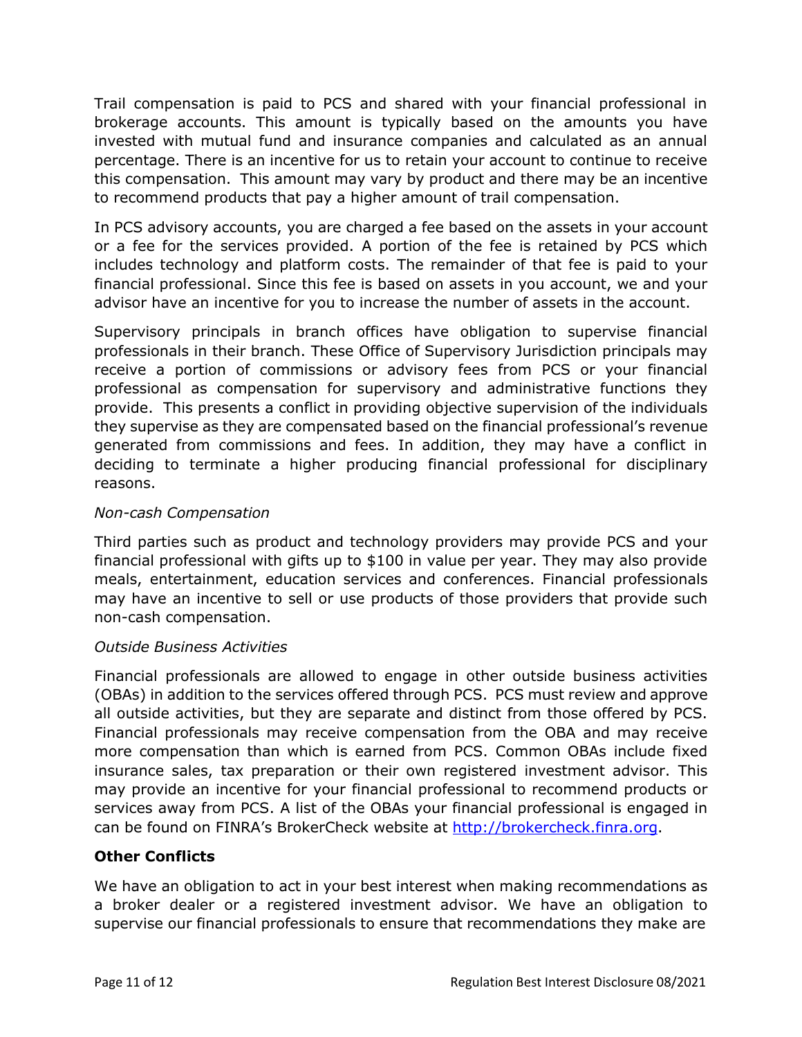Trail compensation is paid to PCS and shared with your financial professional in brokerage accounts. This amount is typically based on the amounts you have invested with mutual fund and insurance companies and calculated as an annual percentage. There is an incentive for us to retain your account to continue to receive this compensation. This amount may vary by product and there may be an incentive to recommend products that pay a higher amount of trail compensation.

In PCS advisory accounts, you are charged a fee based on the assets in your account or a fee for the services provided. A portion of the fee is retained by PCS which includes technology and platform costs. The remainder of that fee is paid to your financial professional. Since this fee is based on assets in you account, we and your advisor have an incentive for you to increase the number of assets in the account.

Supervisory principals in branch offices have obligation to supervise financial professionals in their branch. These Office of Supervisory Jurisdiction principals may receive a portion of commissions or advisory fees from PCS or your financial professional as compensation for supervisory and administrative functions they provide. This presents a conflict in providing objective supervision of the individuals they supervise as they are compensated based on the financial professional's revenue generated from commissions and fees. In addition, they may have a conflict in deciding to terminate a higher producing financial professional for disciplinary reasons.

*Non-cash Compensation*

Third parties such as product and technology providers may provide PCS and your financial professional with gifts up to $100 in value per year. They may also provide meals, entertainment, education services and conferences. Financial professionals may have an incentive to sell or use products of those providers that provide such non-cash compensation.

*Outside Business Activities*

Financial professionals are allowed to engage in other outside business activities (OBAs) in addition to the services offered through PCS. PCS must review and approve all outside activities, but they are separate and distinct from those offered by PCS. Financial professionals may receive compensation from the OBA and may receive more compensation than which is earned from PCS. Common OBAs include fixed insurance sales, tax preparation or their own registered investment advisor. This may provide an incentive for your financial professional to recommend products or services away from PCS. A list of the OBAs your financial professional is engaged in can be found on FINRA's BrokerCheck website at [http://brokercheck.finra.org](http://brokercheck.finra.org).

**Other Conflicts**

We have an obligation to act in your best interest when making recommendations as a broker dealer or a registered investment advisor. We have an obligation to supervise our financial professionals to ensure that recommendations they make are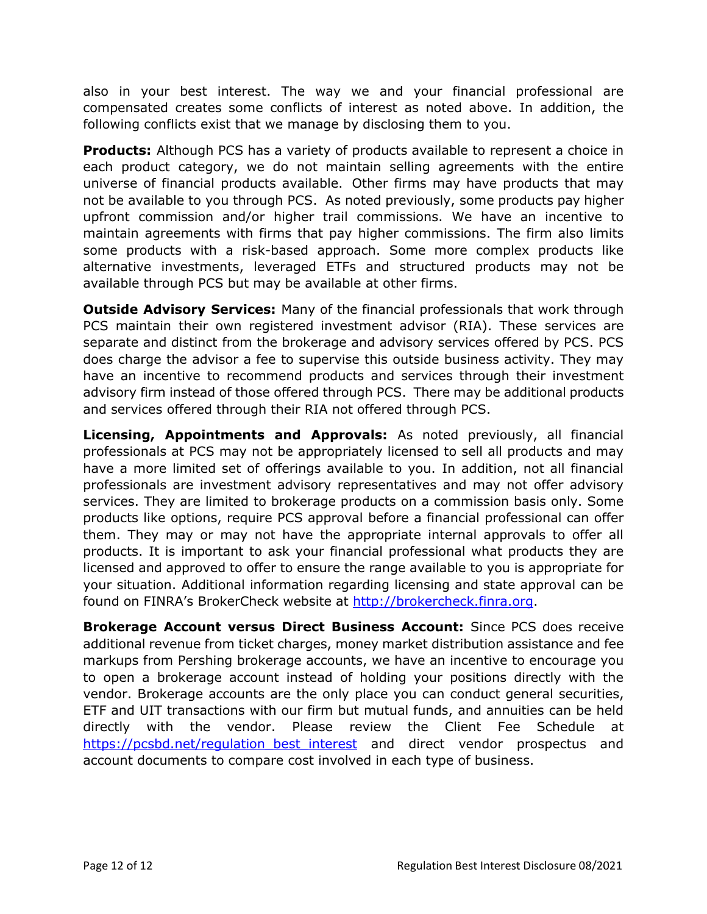also in your best interest. The way we and your financial professional are compensated creates some conflicts of interest as noted above. In addition, the following conflicts exist that we manage by disclosing them to you.

**Products:** Although PCS has a variety of products available to represent a choice in each product category, we do not maintain selling agreements with the entire universe of financial products available. Other firms may have products that may not be available to you through PCS. As noted previously, some products pay higher upfront commission and/or higher trail commissions. We have an incentive to maintain agreements with firms that pay higher commissions. The firm also limits some products with a risk-based approach. Some more complex products like alternative investments, leveraged ETFs and structured products may not be available through PCS but may be available at other firms.

**Outside Advisory Services:** Many of the financial professionals that work through PCS maintain their own registered investment advisor (RIA). These services are separate and distinct from the brokerage and advisory services offered by PCS. PCS does charge the advisor a fee to supervise this outside business activity. They may have an incentive to recommend products and services through their investment advisory firm instead of those offered through PCS. There may be additional products and services offered through their RIA not offered through PCS.

**Licensing, Appointments and Approvals:** As noted previously, all financial professionals at PCS may not be appropriately licensed to sell all products and may have a more limited set of offerings available to you. In addition, not all financial professionals are investment advisory representatives and may not offer advisory services. They are limited to brokerage products on a commission basis only. Some products like options, require PCS approval before a financial professional can offer them. They may or may not have the appropriate internal approvals to offer all products. It is important to ask your financial professional what products they are licensed and approved to offer to ensure the range available to you is appropriate for your situation. Additional information regarding licensing and state approval can be found on FINRA's BrokerCheck website at [http://brokercheck.finra.org](http://brokercheck.finra.org).

**Brokerage Account versus Direct Business Account:** Since PCS does receive additional revenue from ticket charges, money market distribution assistance and fee markups from Pershing brokerage accounts, we have an incentive to encourage you to open a brokerage account instead of holding your positions directly with the vendor. Brokerage accounts are the only place you can conduct general securities, ETF and UIT transactions with our firm but mutual funds, and annuities can be held directly with the vendor. Please review the Client Fee Schedule at [https://pcsbd.net/regulation_best_interest](https://pcsbd.net/regulation_best_interest) and direct vendor prospectus and account documents to compare cost involved in each type of business.